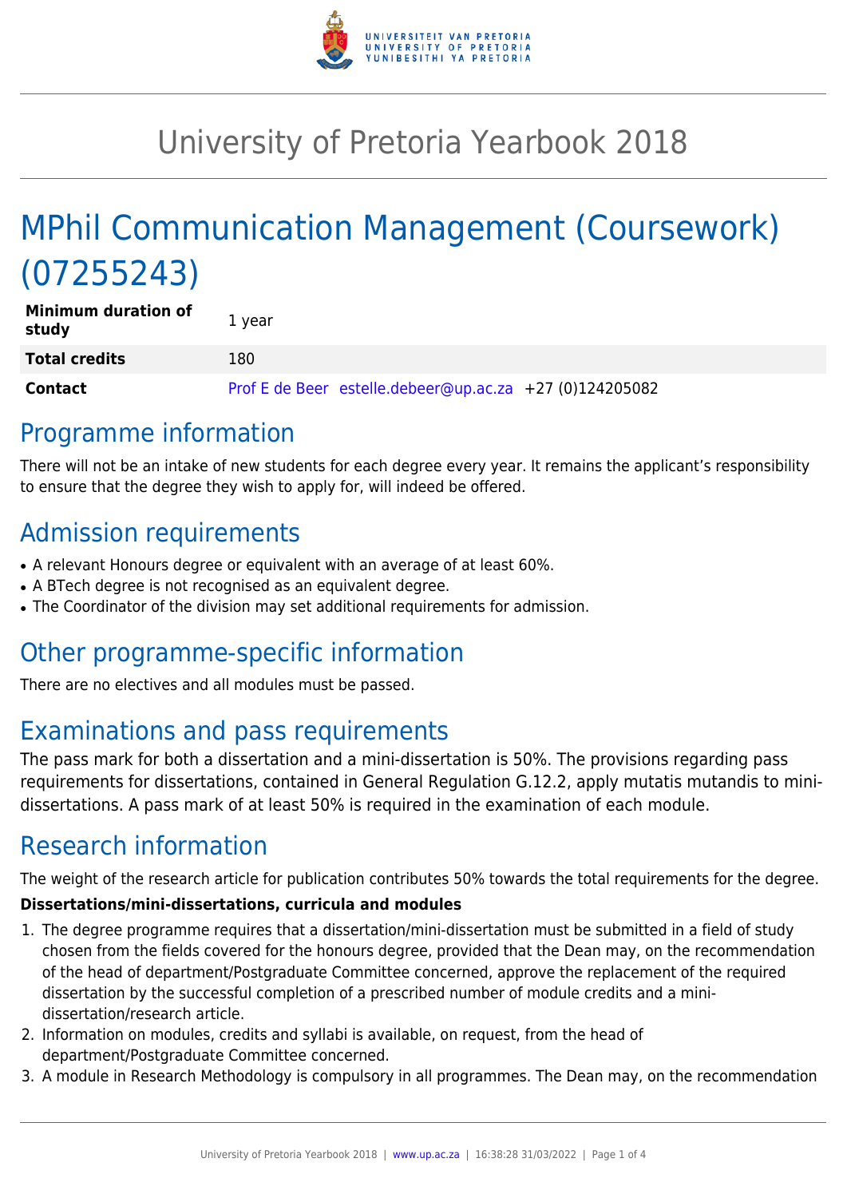# University of Pretoria Yearbook 2018

# MPhil Communication Management (Coursework) (07255243)

| | |
|---|---|
| **Minimum duration of study** | 1 year |
| **Total credits** | 180 |
| **Contact** | Prof E de Beer estelle.debeer@up.ac.za +27 (0)124205082 |

## Programme information

There will not be an intake of new students for each degree every year. It remains the applicant's responsibility to ensure that the degree they wish to apply for, will indeed be offered.

## Admission requirements

- A relevant Honours degree or equivalent with an average of at least 60%.
- A BTech degree is not recognised as an equivalent degree.
- The Coordinator of the division may set additional requirements for admission.

## Other programme-specific information

There are no electives and all modules must be passed.

## Examinations and pass requirements

The pass mark for both a dissertation and a mini-dissertation is 50%. The provisions regarding pass requirements for dissertations, contained in General Regulation G.12.2, apply mutatis mutandis to mini-dissertations. A pass mark of at least 50% is required in the examination of each module.

## Research information

The weight of the research article for publication contributes 50% towards the total requirements for the degree.

**Dissertations/mini-dissertations, curricula and modules**

1. The degree programme requires that a dissertation/mini-dissertation must be submitted in a field of study chosen from the fields covered for the honours degree, provided that the Dean may, on the recommendation of the head of department/Postgraduate Committee concerned, approve the replacement of the required dissertation by the successful completion of a prescribed number of module credits and a mini-dissertation/research article.
2. Information on modules, credits and syllabi is available, on request, from the head of department/Postgraduate Committee concerned.
3. A module in Research Methodology is compulsory in all programmes. The Dean may, on the recommendation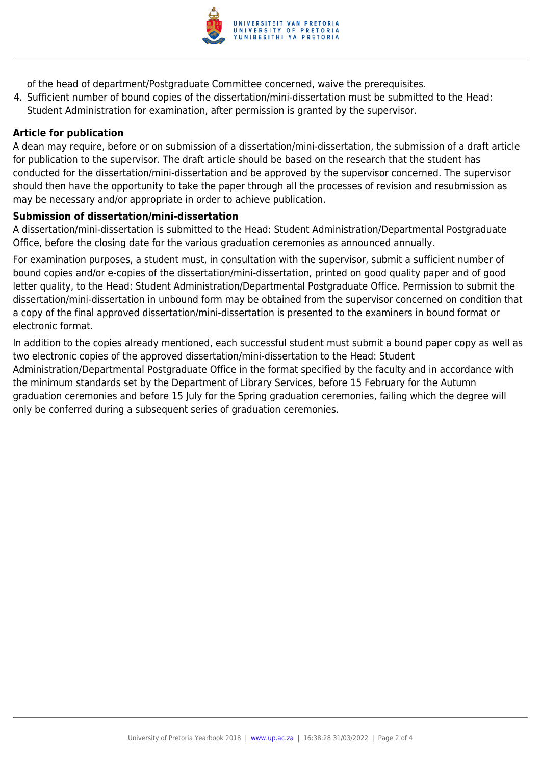of the head of department/Postgraduate Committee concerned, waive the prerequisites.

4. Sufficient number of bound copies of the dissertation/mini-dissertation must be submitted to the Head: Student Administration for examination, after permission is granted by the supervisor.

**Article for publication**

A dean may require, before or on submission of a dissertation/mini-dissertation, the submission of a draft article for publication to the supervisor. The draft article should be based on the research that the student has conducted for the dissertation/mini-dissertation and be approved by the supervisor concerned. The supervisor should then have the opportunity to take the paper through all the processes of revision and resubmission as may be necessary and/or appropriate in order to achieve publication.

**Submission of dissertation/mini-dissertation**

A dissertation/mini-dissertation is submitted to the Head: Student Administration/Departmental Postgraduate Office, before the closing date for the various graduation ceremonies as announced annually.

For examination purposes, a student must, in consultation with the supervisor, submit a sufficient number of bound copies and/or e-copies of the dissertation/mini-dissertation, printed on good quality paper and of good letter quality, to the Head: Student Administration/Departmental Postgraduate Office. Permission to submit the dissertation/mini-dissertation in unbound form may be obtained from the supervisor concerned on condition that a copy of the final approved dissertation/mini-dissertation is presented to the examiners in bound format or electronic format.

In addition to the copies already mentioned, each successful student must submit a bound paper copy as well as two electronic copies of the approved dissertation/mini-dissertation to the Head: Student Administration/Departmental Postgraduate Office in the format specified by the faculty and in accordance with the minimum standards set by the Department of Library Services, before 15 February for the Autumn graduation ceremonies and before 15 July for the Spring graduation ceremonies, failing which the degree will only be conferred during a subsequent series of graduation ceremonies.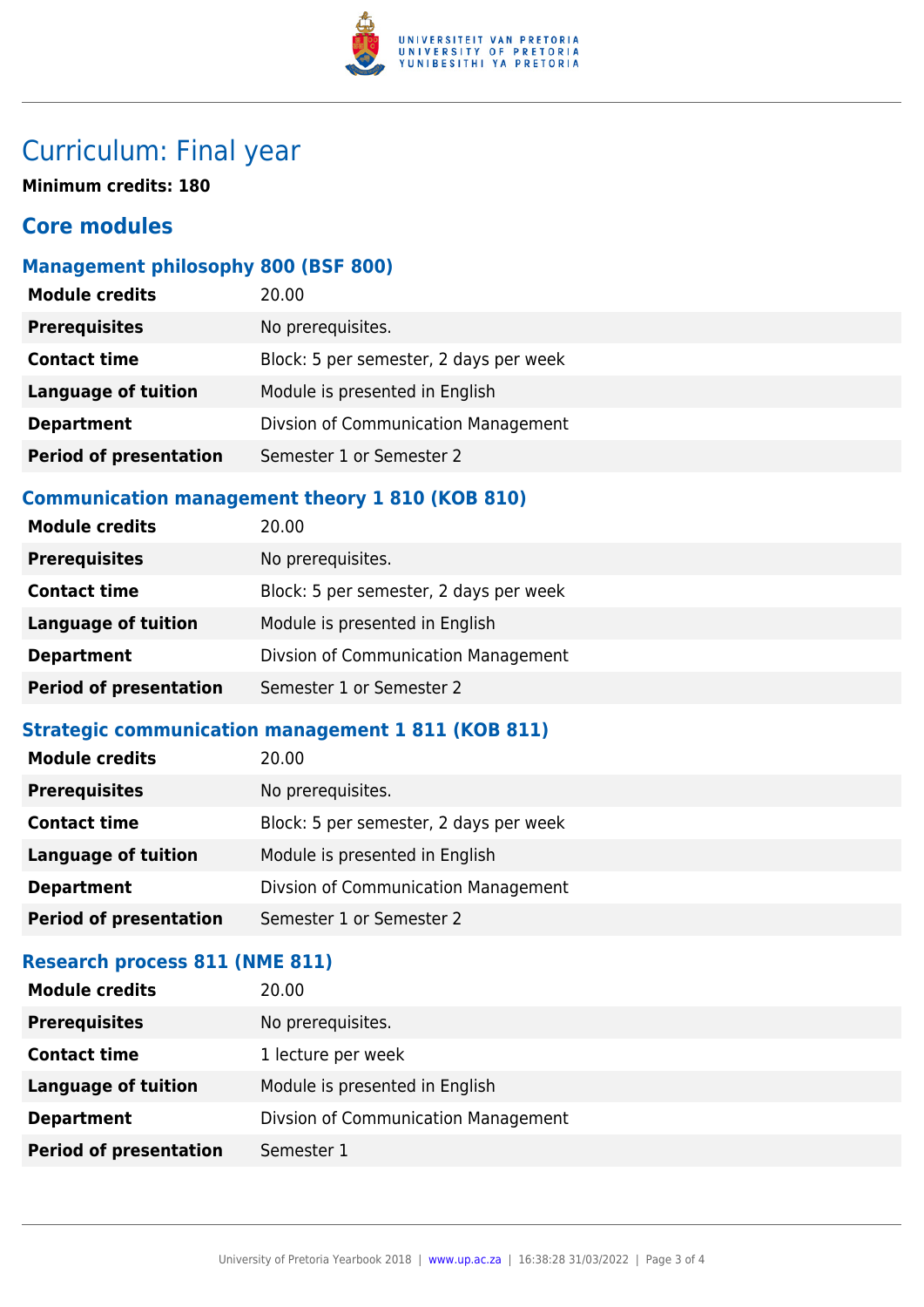# Curriculum: Final year

**Minimum credits: 180**

## Core modules

### Management philosophy 800 (BSF 800)

| | |
|---|---|
| **Module credits** | 20.00 |
| **Prerequisites** | No prerequisites. |
| **Contact time** | Block: 5 per semester, 2 days per week |
| **Language of tuition** | Module is presented in English |
| **Department** | Divsion of Communication Management |
| **Period of presentation** | Semester 1 or Semester 2 |

### Communication management theory 1 810 (KOB 810)

| | |
|---|---|
| **Module credits** | 20.00 |
| **Prerequisites** | No prerequisites. |
| **Contact time** | Block: 5 per semester, 2 days per week |
| **Language of tuition** | Module is presented in English |
| **Department** | Divsion of Communication Management |
| **Period of presentation** | Semester 1 or Semester 2 |

### Strategic communication management 1 811 (KOB 811)

| | |
|---|---|
| **Module credits** | 20.00 |
| **Prerequisites** | No prerequisites. |
| **Contact time** | Block: 5 per semester, 2 days per week |
| **Language of tuition** | Module is presented in English |
| **Department** | Divsion of Communication Management |
| **Period of presentation** | Semester 1 or Semester 2 |

### Research process 811 (NME 811)

| | |
|---|---|
| **Module credits** | 20.00 |
| **Prerequisites** | No prerequisites. |
| **Contact time** | 1 lecture per week |
| **Language of tuition** | Module is presented in English |
| **Department** | Divsion of Communication Management |
| **Period of presentation** | Semester 1 |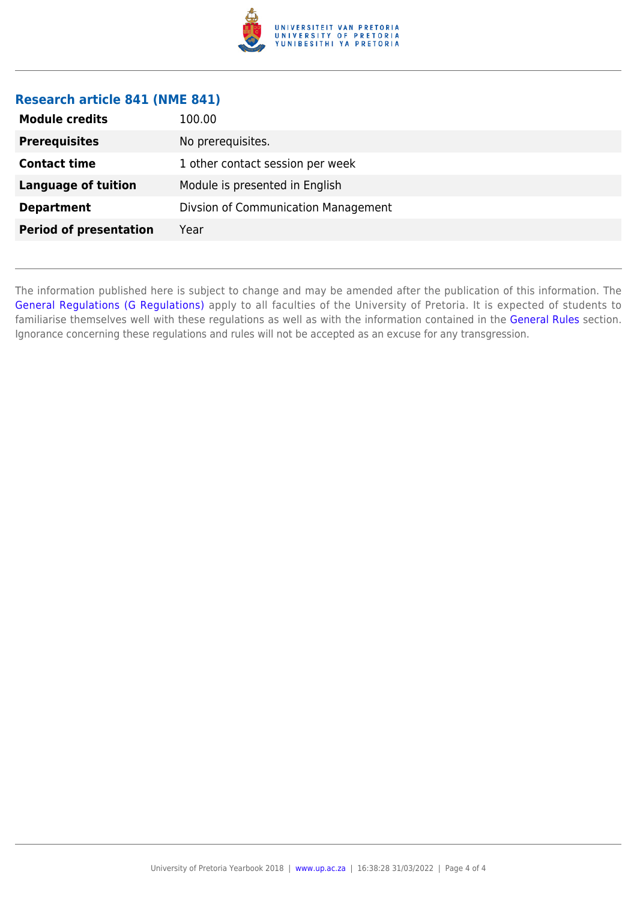## Research article 841 (NME 841)

| | |
|---|---|
| **Module credits** | 100.00 |
| **Prerequisites** | No prerequisites. |
| **Contact time** | 1 other contact session per week |
| **Language of tuition** | Module is presented in English |
| **Department** | Divsion of Communication Management |
| **Period of presentation** | Year |

The information published here is subject to change and may be amended after the publication of this information. The General Regulations (G Regulations) apply to all faculties of the University of Pretoria. It is expected of students to familiarise themselves well with these regulations as well as with the information contained in the General Rules section. Ignorance concerning these regulations and rules will not be accepted as an excuse for any transgression.